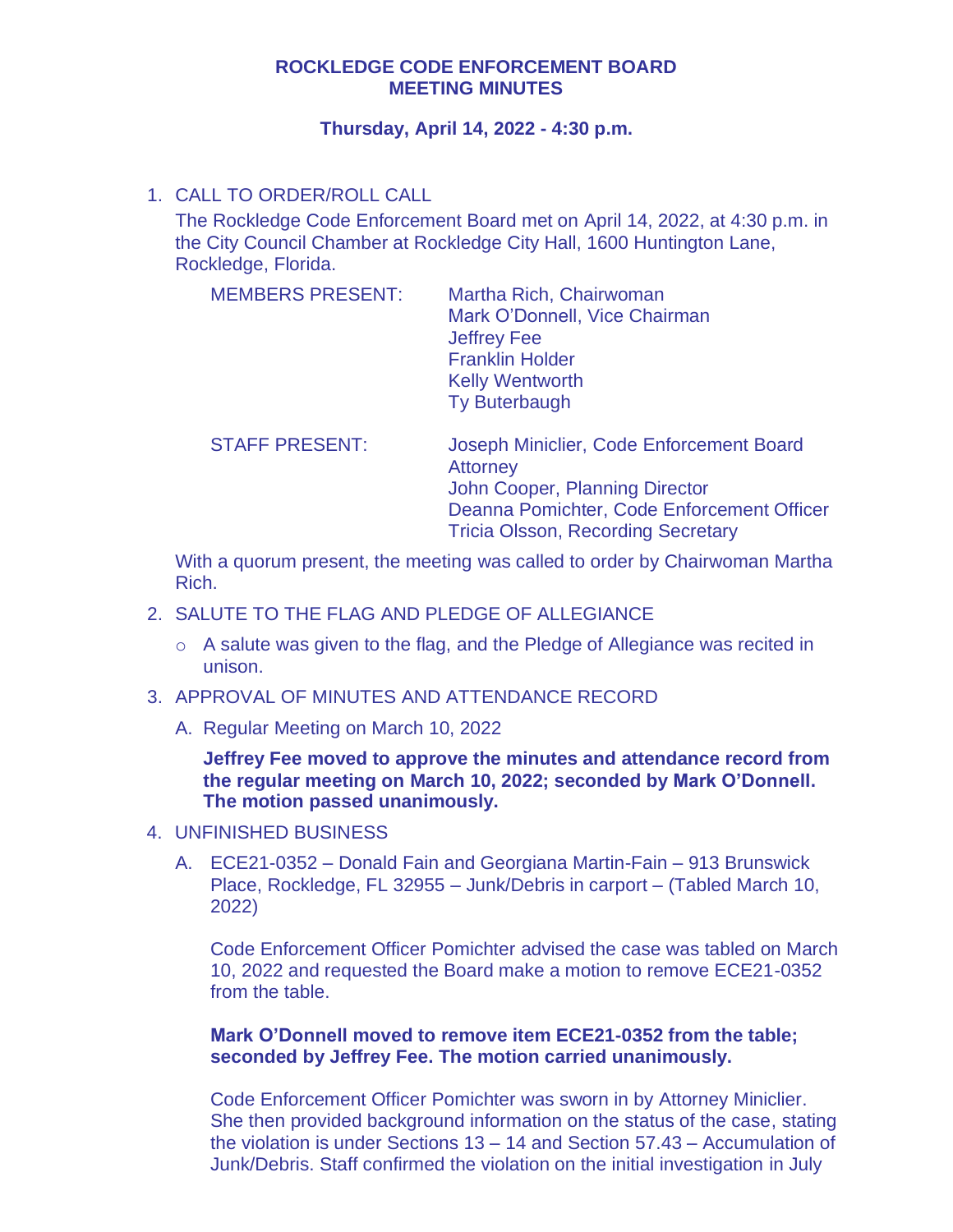# ROCKLEDGE CODE ENFORCEMENT BOARD
# MEETING MINUTES

**Thursday, April 14, 2022 - 4:30 p.m.**

1. CALL TO ORDER/ROLL CALL

   The Rockledge Code Enforcement Board met on April 14, 2022, at 4:30 p.m. in the City Council Chamber at Rockledge City Hall, 1600 Huntington Lane, Rockledge, Florida.

   | | |
   |---|---|
   | MEMBERS PRESENT: | Martha Rich, Chairwoman<br>Mark O'Donnell, Vice Chairman<br>Jeffrey Fee<br>Franklin Holder<br>Kelly Wentworth<br>Ty Buterbaugh |
   | STAFF PRESENT: | Joseph Miniclier, Code Enforcement Board Attorney<br>John Cooper, Planning Director<br>Deanna Pomichter, Code Enforcement Officer<br>Tricia Olsson, Recording Secretary |

   With a quorum present, the meeting was called to order by Chairwoman Martha Rich.

2. SALUTE TO THE FLAG AND PLEDGE OF ALLEGIANCE
   - A salute was given to the flag, and the Pledge of Allegiance was recited in unison.

3. APPROVAL OF MINUTES AND ATTENDANCE RECORD

   A. Regular Meeting on March 10, 2022

   **Jeffrey Fee moved to approve the minutes and attendance record from the regular meeting on March 10, 2022; seconded by Mark O'Donnell. The motion passed unanimously.**

4. UNFINISHED BUSINESS

   A. ECE21-0352 – Donald Fain and Georgiana Martin-Fain – 913 Brunswick Place, Rockledge, FL 32955 – Junk/Debris in carport – (Tabled March 10, 2022)

   Code Enforcement Officer Pomichter advised the case was tabled on March 10, 2022 and requested the Board make a motion to remove ECE21-0352 from the table.

   **Mark O'Donnell moved to remove item ECE21-0352 from the table; seconded by Jeffrey Fee. The motion carried unanimously.**

   Code Enforcement Officer Pomichter was sworn in by Attorney Miniclier. She then provided background information on the status of the case, stating the violation is under Sections 13 – 14 and Section 57.43 – Accumulation of Junk/Debris. Staff confirmed the violation on the initial investigation in July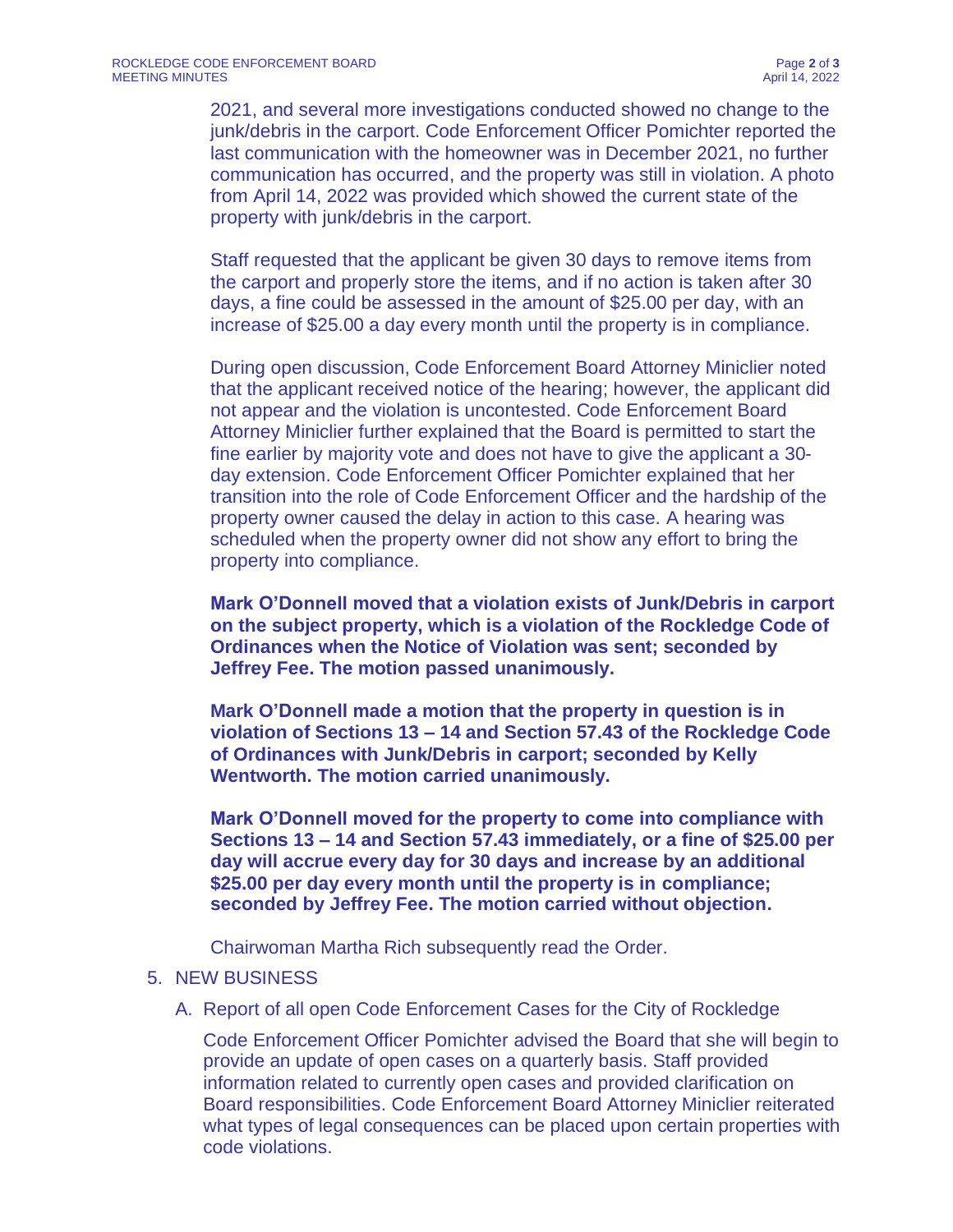2021, and several more investigations conducted showed no change to the junk/debris in the carport. Code Enforcement Officer Pomichter reported the last communication with the homeowner was in December 2021, no further communication has occurred, and the property was still in violation. A photo from April 14, 2022 was provided which showed the current state of the property with junk/debris in the carport.

Staff requested that the applicant be given 30 days to remove items from the carport and properly store the items, and if no action is taken after 30 days, a fine could be assessed in the amount of $25.00 per day, with an increase of $25.00 a day every month until the property is in compliance.

During open discussion, Code Enforcement Board Attorney Miniclier noted that the applicant received notice of the hearing; however, the applicant did not appear and the violation is uncontested. Code Enforcement Board Attorney Miniclier further explained that the Board is permitted to start the fine earlier by majority vote and does not have to give the applicant a 30-day extension. Code Enforcement Officer Pomichter explained that her transition into the role of Code Enforcement Officer and the hardship of the property owner caused the delay in action to this case. A hearing was scheduled when the property owner did not show any effort to bring the property into compliance.

**Mark O'Donnell moved that a violation exists of Junk/Debris in carport on the subject property, which is a violation of the Rockledge Code of Ordinances when the Notice of Violation was sent; seconded by Jeffrey Fee. The motion passed unanimously.**

**Mark O'Donnell made a motion that the property in question is in violation of Sections 13 – 14 and Section 57.43 of the Rockledge Code of Ordinances with Junk/Debris in carport; seconded by Kelly Wentworth. The motion carried unanimously.**

**Mark O'Donnell moved for the property to come into compliance with Sections 13 – 14 and Section 57.43 immediately, or a fine of $25.00 per day will accrue every day for 30 days and increase by an additional $25.00 per day every month until the property is in compliance; seconded by Jeffrey Fee. The motion carried without objection.**

Chairwoman Martha Rich subsequently read the Order.

5. NEW BUSINESS

   A. Report of all open Code Enforcement Cases for the City of Rockledge

   Code Enforcement Officer Pomichter advised the Board that she will begin to provide an update of open cases on a quarterly basis. Staff provided information related to currently open cases and provided clarification on Board responsibilities. Code Enforcement Board Attorney Miniclier reiterated what types of legal consequences can be placed upon certain properties with code violations.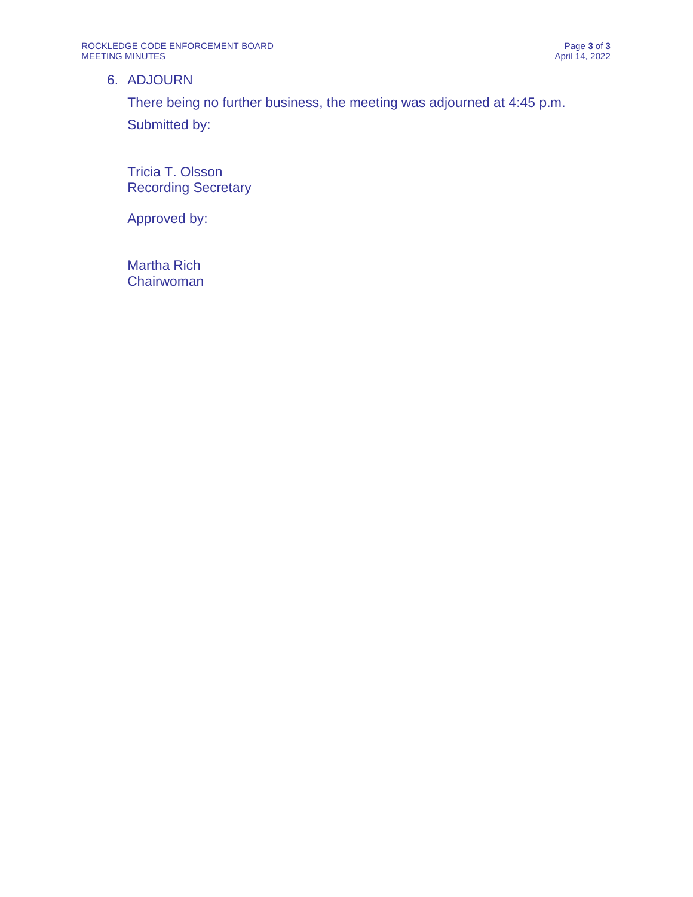## 6. ADJOURN

There being no further business, the meeting was adjourned at 4:45 p.m.

Submitted by:

Tricia T. Olsson
Recording Secretary

Approved by:

Martha Rich
Chairwoman